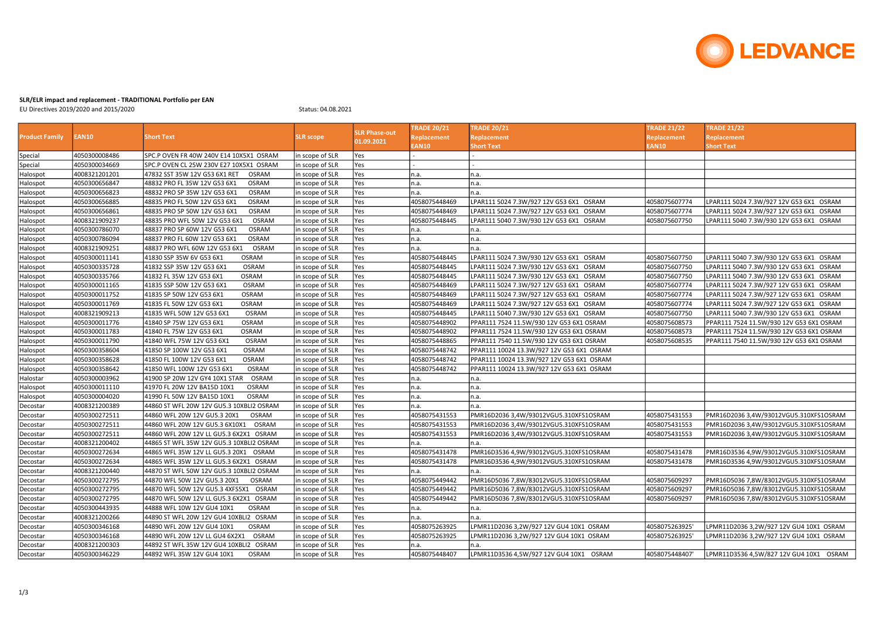## SLR/ELR impact and replacement - TRADITIONAL Portfolio per EAN

EU Directives 2019/2020 and 2015/2020

Status: 04.08.2021

| Product Family | EAN10 | Short Text | SLR scope | SLR Phase-out 01.09.2021 | TRADE 20/21 Replacement EAN10 | TRADE 20/21 Replacement Short Text | TRADE 21/22 Replacement EAN10 | TRADE 21/22 Replacement Short Text |
|---|---|---|---|---|---|---|---|---|
| Special | 4050300008486 | SPC.P OVEN FR 40W 240V E14 10X5X1 OSRAM | in scope of SLR | Yes | - | - | | |
| Special | 4050300034669 | SPC.P OVEN CL 25W 230V E27 10X5X1 OSRAM | in scope of SLR | Yes | - | - | | |
| Halospot | 4008321201201 | 47832 SST 35W 12V G53 6X1 RET OSRAM | in scope of SLR | Yes | n.a. | n.a. | | |
| Halospot | 4050300656847 | 48832 PRO FL 35W 12V G53 6X1 OSRAM | in scope of SLR | Yes | n.a. | n.a. | | |
| Halospot | 4050300656823 | 48832 PRO SP 35W 12V G53 6X1 OSRAM | in scope of SLR | Yes | n.a. | n.a. | | |
| Halospot | 4050300656885 | 48835 PRO FL 50W 12V G53 6X1 OSRAM | in scope of SLR | Yes | 4058075448469 | LPAR111 5024 7.3W/927 12V G53 6X1 OSRAM | 4058075607774 | LPAR111 5024 7.3W/927 12V G53 6X1 OSRAM |
| Halospot | 4050300656861 | 48835 PRO SP 50W 12V G53 6X1 OSRAM | in scope of SLR | Yes | 4058075448469 | LPAR111 5024 7.3W/927 12V G53 6X1 OSRAM | 4058075607774 | LPAR111 5024 7.3W/927 12V G53 6X1 OSRAM |
| Halospot | 4008321909237 | 48835 PRO WFL 50W 12V G53 6X1 OSRAM | in scope of SLR | Yes | 4058075448445 | LPAR111 5040 7.3W/930 12V G53 6X1 OSRAM | 4058075607750 | LPAR111 5040 7.3W/930 12V G53 6X1 OSRAM |
| Halospot | 4050300786070 | 48837 PRO SP 60W 12V G53 6X1 OSRAM | in scope of SLR | Yes | n.a. | n.a. | | |
| Halospot | 4050300786094 | 48837 PRO FL 60W 12V G53 6X1 OSRAM | in scope of SLR | Yes | n.a. | n.a. | | |
| Halospot | 4008321909251 | 48837 PRO WFL 60W 12V G53 6X1 OSRAM | in scope of SLR | Yes | n.a. | n.a. | | |
| Halospot | 4050300011141 | 41830 SSP 35W 6V G53 6X1 OSRAM | in scope of SLR | Yes | 4058075448445 | LPAR111 5024 7.3W/930 12V G53 6X1 OSRAM | 4058075607750 | LPAR111 5040 7.3W/930 12V G53 6X1 OSRAM |
| Halospot | 4050300335728 | 41832 SSP 35W 12V G53 6X1 OSRAM | in scope of SLR | Yes | 4058075448445 | LPAR111 5024 7.3W/930 12V G53 6X1 OSRAM | 4058075607750 | LPAR111 5040 7.3W/930 12V G53 6X1 OSRAM |
| Halospot | 4050300335766 | 41832 FL 35W 12V G53 6X1 OSRAM | in scope of SLR | Yes | 4058075448445 | LPAR111 5024 7.3W/930 12V G53 6X1 OSRAM | 4058075607750 | LPAR111 5040 7.3W/930 12V G53 6X1 OSRAM |
| Halospot | 4050300011165 | 41835 SSP 50W 12V G53 6X1 OSRAM | in scope of SLR | Yes | 4058075448469 | LPAR111 5024 7.3W/927 12V G53 6X1 OSRAM | 4058075607774 | LPAR111 5024 7.3W/927 12V G53 6X1 OSRAM |
| Halospot | 4050300011752 | 41835 SP 50W 12V G53 6X1 OSRAM | in scope of SLR | Yes | 4058075448469 | LPAR111 5024 7.3W/927 12V G53 6X1 OSRAM | 4058075607774 | LPAR111 5024 7.3W/927 12V G53 6X1 OSRAM |
| Halospot | 4050300011769 | 41835 FL 50W 12V G53 6X1 OSRAM | in scope of SLR | Yes | 4058075448469 | LPAR111 5024 7.3W/927 12V G53 6X1 OSRAM | 4058075607774 | LPAR111 5024 7.3W/927 12V G53 6X1 OSRAM |
| Halospot | 4008321909213 | 41835 WFL 50W 12V G53 6X1 OSRAM | in scope of SLR | Yes | 4058075448445 | LPAR111 5040 7.3W/930 12V G53 6X1 OSRAM | 4058075607750 | LPAR111 5040 7.3W/930 12V G53 6X1 OSRAM |
| Halospot | 4050300011776 | 41840 SP 75W 12V G53 6X1 OSRAM | in scope of SLR | Yes | 4058075448902 | PPAR111 7524 11.5W/930 12V G53 6X1 OSRAM | 4058075608573 | PPAR111 7524 11.5W/930 12V G53 6X1 OSRAM |
| Halospot | 4050300011783 | 41840 FL 75W 12V G53 6X1 OSRAM | in scope of SLR | Yes | 4058075448902 | PPAR111 7524 11.5W/930 12V G53 6X1 OSRAM | 4058075608573 | PPAR111 7524 11.5W/930 12V G53 6X1 OSRAM |
| Halospot | 4050300011790 | 41840 WFL 75W 12V G53 6X1 OSRAM | in scope of SLR | Yes | 4058075448865 | PPAR111 7540 11.5W/930 12V G53 6X1 OSRAM | 4058075608535 | PPAR111 7540 11.5W/930 12V G53 6X1 OSRAM |
| Halospot | 4050300358604 | 41850 SP 100W 12V G53 6X1 OSRAM | in scope of SLR | Yes | 4058075448742 | PPAR111 10024 13.3W/927 12V G53 6X1 OSRAM | | |
| Halospot | 4050300358628 | 41850 FL 100W 12V G53 6X1 OSRAM | in scope of SLR | Yes | 4058075448742 | PPAR111 10024 13.3W/927 12V G53 6X1 OSRAM | | |
| Halospot | 4050300358642 | 41850 WFL 100W 12V G53 6X1 OSRAM | in scope of SLR | Yes | 4058075448742 | PPAR111 10024 13.3W/927 12V G53 6X1 OSRAM | | |
| Halostar | 4050300003962 | 41900 SP 20W 12V GY4 10X1 STAR OSRAM | in scope of SLR | Yes | n.a. | n.a. | | |
| Halospot | 4050300011110 | 41970 FL 20W 12V BA15D 10X1 OSRAM | in scope of SLR | Yes | n.a. | n.a. | | |
| Halospot | 4050300004020 | 41990 FL 50W 12V BA15D 10X1 OSRAM | in scope of SLR | Yes | n.a. | n.a. | | |
| Decostar | 4008321200389 | 44860 ST WFL 20W 12V GU5.3 10XBLI2 OSRAM | in scope of SLR | Yes | n.a. | n.a. | | |
| Decostar | 4050300272511 | 44860 WFL 20W 12V GU5.3 20X1 OSRAM | in scope of SLR | Yes | 4058075431553 | PMR16D2036 3,4W/93012VGU5.310XFS1OSRAM | 4058075431553 | PMR16D2036 3,4W/93012VGU5.310XFS1OSRAM |
| Decostar | 4050300272511 | 44860 WFL 20W 12V GU5.3 6X10X1 OSRAM | in scope of SLR | Yes | 4058075431553 | PMR16D2036 3,4W/93012VGU5.310XFS1OSRAM | 4058075431553 | PMR16D2036 3,4W/93012VGU5.310XFS1OSRAM |
| Decostar | 4050300272511 | 44860 WFL 20W 12V LL GU5.3 6X2X1 OSRAM | in scope of SLR | Yes | 4058075431553 | PMR16D2036 3,4W/93012VGU5.310XFS1OSRAM | 4058075431553 | PMR16D2036 3,4W/93012VGU5.310XFS1OSRAM |
| Decostar | 4008321200402 | 44865 ST WFL 35W 12V GU5.3 10XBLI2 OSRAM | in scope of SLR | Yes | n.a. | n.a. | | |
| Decostar | 4050300272634 | 44865 WFL 35W 12V LL GU5.3 20X1 OSRAM | in scope of SLR | Yes | 4058075431478 | PMR16D3536 4,9W/93012VGU5.310XFS1OSRAM | 4058075431478 | PMR16D3536 4,9W/93012VGU5.310XFS1OSRAM |
| Decostar | 4050300272634 | 44865 WFL 35W 12V LL GU5.3 6X2X1 OSRAM | in scope of SLR | Yes | 4058075431478 | PMR16D3536 4,9W/93012VGU5.310XFS1OSRAM | 4058075431478 | PMR16D3536 4,9W/93012VGU5.310XFS1OSRAM |
| Decostar | 4008321200440 | 44870 ST WFL 50W 12V GU5.3 10XBLI2 OSRAM | in scope of SLR | Yes | n.a. | n.a. | | |
| Decostar | 4050300272795 | 44870 WFL 50W 12V GU5.3 20X1 OSRAM | in scope of SLR | Yes | 4058075449442 | PMR16D5036 7,8W/83012VGU5.310XFS1OSRAM | 4058075609297 | PMR16D5036 7,8W/83012VGU5.310XFS1OSRAM |
| Decostar | 4050300272795 | 44870 WFL 50W 12V GU5.3 4XFS5X1 OSRAM | in scope of SLR | Yes | 4058075449442 | PMR16D5036 7,8W/83012VGU5.310XFS1OSRAM | 4058075609297 | PMR16D5036 7,8W/83012VGU5.310XFS1OSRAM |
| Decostar | 4050300272795 | 44870 WFL 50W 12V LL GU5.3 6X2X1 OSRAM | in scope of SLR | Yes | 4058075449442 | PMR16D5036 7,8W/83012VGU5.310XFS1OSRAM | 4058075609297 | PMR16D5036 7,8W/83012VGU5.310XFS1OSRAM |
| Decostar | 4050300443935 | 44888 WFL 10W 12V GU4 10X1 OSRAM | in scope of SLR | Yes | n.a. | n.a. | | |
| Decostar | 4008321200266 | 44890 ST WFL 20W 12V GU4 10XBLI2 OSRAM | in scope of SLR | Yes | n.a. | n.a. | | |
| Decostar | 4050300346168 | 44890 WFL 20W 12V GU4 10X1 OSRAM | in scope of SLR | Yes | 4058075263925 | LPMR11D2036 3,2W/927 12V GU4 10X1 OSRAM | 4058075263925' | LPMR11D2036 3,2W/927 12V GU4 10X1 OSRAM |
| Decostar | 4050300346168 | 44890 WFL 20W 12V LL GU4 6X2X1 OSRAM | in scope of SLR | Yes | 4058075263925 | LPMR11D2036 3,2W/927 12V GU4 10X1 OSRAM | 4058075263925' | LPMR11D2036 3,2W/927 12V GU4 10X1 OSRAM |
| Decostar | 4008321200303 | 44892 ST WFL 35W 12V GU4 10XBLI2 OSRAM | in scope of SLR | Yes | n.a. | n.a. | | |
| Decostar | 4050300346229 | 44892 WFL 35W 12V GU4 10X1 OSRAM | in scope of SLR | Yes | 4058075448407 | LPMR11D3536 4,5W/927 12V GU4 10X1 OSRAM | 4058075448407' | LPMR11D3536 4,5W/827 12V GU4 10X1 OSRAM |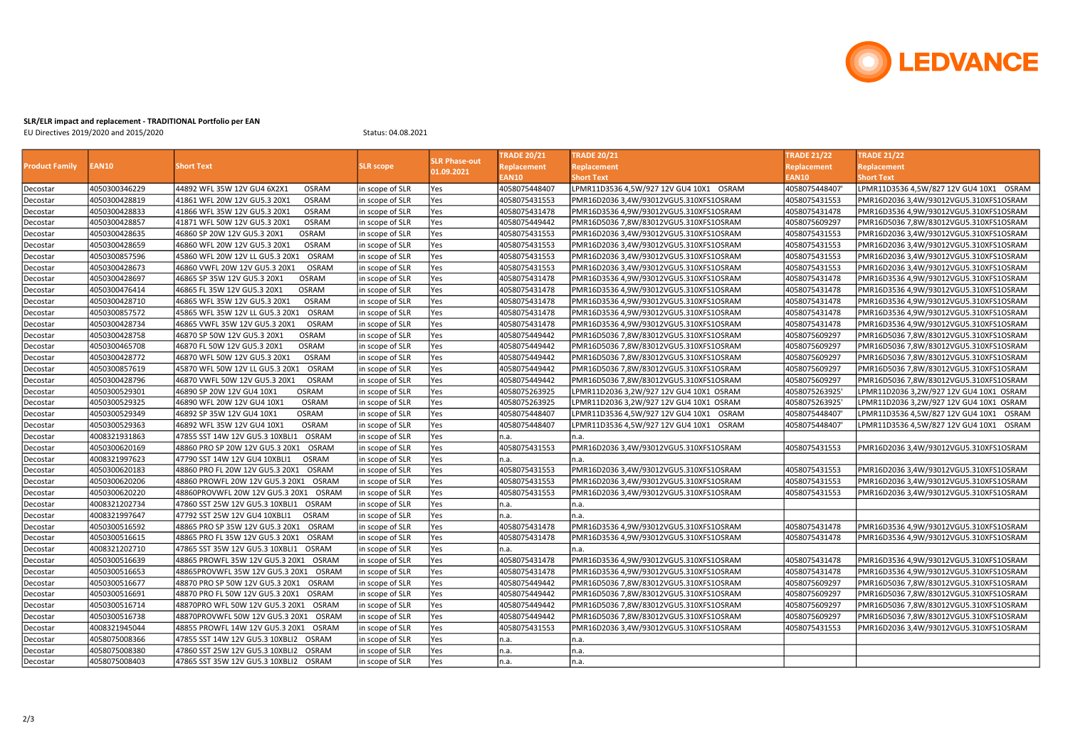**LEDVANCE**

**SLR/ELR impact and replacement - TRADITIONAL Portfolio per EAN**

EU Directives 2019/2020 and 2015/2020

Status: 04.08.2021

| Product Family | EAN10 | Short Text | SLR scope | SLR Phase-out 01.09.2021 | TRADE 20/21 Replacement EAN10 | TRADE 20/21 Replacement Short Text | TRADE 21/22 Replacement EAN10 | TRADE 21/22 Replacement Short Text |
|---|---|---|---|---|---|---|---|---|
| Decostar | 4050300346229 | 44892 WFL 35W 12V GU4 6X2X1 OSRAM | in scope of SLR | Yes | 4058075448407 | LPMR11D3536 4,5W/927 12V GU4 10X1 OSRAM | 4058075448407' | LPMR11D3536 4,5W/827 12V GU4 10X1 OSRAM |
| Decostar | 4050300428819 | 41861 WFL 20W 12V GU5.3 20X1 OSRAM | in scope of SLR | Yes | 4058075431553 | PMR16D2036 3,4W/93012VGU5.310XFS1OSRAM | 4058075431553 | PMR16D2036 3,4W/93012VGU5.310XFS1OSRAM |
| Decostar | 4050300428833 | 41866 WFL 35W 12V GU5.3 20X1 OSRAM | in scope of SLR | Yes | 4058075431478 | PMR16D3536 4,9W/93012VGU5.310XFS1OSRAM | 4058075431478 | PMR16D3536 4,9W/93012VGU5.310XFS1OSRAM |
| Decostar | 4050300428857 | 41871 WFL 50W 12V GU5.3 20X1 OSRAM | in scope of SLR | Yes | 4058075449442 | PMR16D5036 7,8W/83012VGU5.310XFS1OSRAM | 4058075609297 | PMR16D5036 7,8W/83012VGU5.310XFS1OSRAM |
| Decostar | 4050300428635 | 46860 SP 20W 12V GU5.3 20X1 OSRAM | in scope of SLR | Yes | 4058075431553 | PMR16D2036 3,4W/93012VGU5.310XFS1OSRAM | 4058075431553 | PMR16D2036 3,4W/93012VGU5.310XFS1OSRAM |
| Decostar | 4050300428659 | 46860 WFL 20W 12V GU5.3 20X1 OSRAM | in scope of SLR | Yes | 4058075431553 | PMR16D2036 3,4W/93012VGU5.310XFS1OSRAM | 4058075431553 | PMR16D2036 3,4W/93012VGU5.310XFS1OSRAM |
| Decostar | 4050300857596 | 45860 WFL 20W 12V LL GU5.3 20X1 OSRAM | in scope of SLR | Yes | 4058075431553 | PMR16D2036 3,4W/93012VGU5.310XFS1OSRAM | 4058075431553 | PMR16D2036 3,4W/93012VGU5.310XFS1OSRAM |
| Decostar | 4050300428673 | 46860 VWFL 20W 12V GU5.3 20X1 OSRAM | in scope of SLR | Yes | 4058075431553 | PMR16D2036 3,4W/93012VGU5.310XFS1OSRAM | 4058075431553 | PMR16D2036 3,4W/93012VGU5.310XFS1OSRAM |
| Decostar | 4050300428697 | 46865 SP 35W 12V GU5.3 20X1 OSRAM | in scope of SLR | Yes | 4058075431478 | PMR16D3536 4,9W/93012VGU5.310XFS1OSRAM | 4058075431478 | PMR16D3536 4,9W/93012VGU5.310XFS1OSRAM |
| Decostar | 4050300476414 | 46865 FL 35W 12V GU5.3 20X1 OSRAM | in scope of SLR | Yes | 4058075431478 | PMR16D3536 4,9W/93012VGU5.310XFS1OSRAM | 4058075431478 | PMR16D3536 4,9W/93012VGU5.310XFS1OSRAM |
| Decostar | 4050300428710 | 46865 WFL 35W 12V GU5.3 20X1 OSRAM | in scope of SLR | Yes | 4058075431478 | PMR16D3536 4,9W/93012VGU5.310XFS1OSRAM | 4058075431478 | PMR16D3536 4,9W/93012VGU5.310XFS1OSRAM |
| Decostar | 4050300857572 | 45865 WFL 35W 12V LL GU5.3 20X1 OSRAM | in scope of SLR | Yes | 4058075431478 | PMR16D3536 4,9W/93012VGU5.310XFS1OSRAM | 4058075431478 | PMR16D3536 4,9W/93012VGU5.310XFS1OSRAM |
| Decostar | 4050300428734 | 46865 VWFL 35W 12V GU5.3 20X1 OSRAM | in scope of SLR | Yes | 4058075431478 | PMR16D3536 4,9W/93012VGU5.310XFS1OSRAM | 4058075431478 | PMR16D3536 4,9W/93012VGU5.310XFS1OSRAM |
| Decostar | 4050300428758 | 46870 SP 50W 12V GU5.3 20X1 OSRAM | in scope of SLR | Yes | 4058075449442 | PMR16D5036 7,8W/83012VGU5.310XFS1OSRAM | 4058075609297 | PMR16D5036 7,8W/83012VGU5.310XFS1OSRAM |
| Decostar | 4050300465708 | 46870 FL 50W 12V GU5.3 20X1 OSRAM | in scope of SLR | Yes | 4058075449442 | PMR16D5036 7,8W/83012VGU5.310XFS1OSRAM | 4058075609297 | PMR16D5036 7,8W/83012VGU5.310XFS1OSRAM |
| Decostar | 4050300428772 | 46870 WFL 50W 12V GU5.3 20X1 OSRAM | in scope of SLR | Yes | 4058075449442 | PMR16D5036 7,8W/83012VGU5.310XFS1OSRAM | 4058075609297 | PMR16D5036 7,8W/83012VGU5.310XFS1OSRAM |
| Decostar | 4050300857619 | 45870 WFL 50W 12V LL GU5.3 20X1 OSRAM | in scope of SLR | Yes | 4058075449442 | PMR16D5036 7,8W/83012VGU5.310XFS1OSRAM | 4058075609297 | PMR16D5036 7,8W/83012VGU5.310XFS1OSRAM |
| Decostar | 4050300428796 | 46870 VWFL 50W 12V GU5.3 20X1 OSRAM | in scope of SLR | Yes | 4058075449442 | PMR16D5036 7,8W/83012VGU5.310XFS1OSRAM | 4058075609297 | PMR16D5036 7,8W/83012VGU5.310XFS1OSRAM |
| Decostar | 4050300529301 | 46890 SP 20W 12V GU4 10X1 OSRAM | in scope of SLR | Yes | 4058075263925 | LPMR11D2036 3,2W/927 12V GU4 10X1 OSRAM | 4058075263925' | LPMR11D2036 3,2W/927 12V GU4 10X1 OSRAM |
| Decostar | 4050300529325 | 46890 WFL 20W 12V GU4 10X1 OSRAM | in scope of SLR | Yes | 4058075263925 | LPMR11D2036 3,2W/927 12V GU4 10X1 OSRAM | 4058075263925' | LPMR11D2036 3,2W/927 12V GU4 10X1 OSRAM |
| Decostar | 4050300529349 | 46892 SP 35W 12V GU4 10X1 OSRAM | in scope of SLR | Yes | 4058075448407 | LPMR11D3536 4,5W/927 12V GU4 10X1 OSRAM | 4058075448407' | LPMR11D3536 4,5W/827 12V GU4 10X1 OSRAM |
| Decostar | 4050300529363 | 46892 WFL 35W 12V GU4 10X1 OSRAM | in scope of SLR | Yes | 4058075448407 | LPMR11D3536 4,5W/927 12V GU4 10X1 OSRAM | 4058075448407' | LPMR11D3536 4,5W/827 12V GU4 10X1 OSRAM |
| Decostar | 4008321931863 | 47855 SST 14W 12V GU5.3 10XBLI1 OSRAM | in scope of SLR | Yes | n.a. | n.a. | | |
| Decostar | 4050300620169 | 48860 PRO SP 20W 12V GU5.3 20X1 OSRAM | in scope of SLR | Yes | 4058075431553 | PMR16D2036 3,4W/93012VGU5.310XFS1OSRAM | 4058075431553 | PMR16D2036 3,4W/93012VGU5.310XFS1OSRAM |
| Decostar | 4008321997623 | 47790 SST 14W 12V GU4 10XBLI1 OSRAM | in scope of SLR | Yes | n.a. | n.a. | | |
| Decostar | 4050300620183 | 48860 PRO FL 20W 12V GU5.3 20X1 OSRAM | in scope of SLR | Yes | 4058075431553 | PMR16D2036 3,4W/93012VGU5.310XFS1OSRAM | 4058075431553 | PMR16D2036 3,4W/93012VGU5.310XFS1OSRAM |
| Decostar | 4050300620206 | 48860 PROWFL 20W 12V GU5.3 20X1 OSRAM | in scope of SLR | Yes | 4058075431553 | PMR16D2036 3,4W/93012VGU5.310XFS1OSRAM | 4058075431553 | PMR16D2036 3,4W/93012VGU5.310XFS1OSRAM |
| Decostar | 4050300620220 | 48860PROVWFL 20W 12V GU5.3 20X1 OSRAM | in scope of SLR | Yes | 4058075431553 | PMR16D2036 3,4W/93012VGU5.310XFS1OSRAM | 4058075431553 | PMR16D2036 3,4W/93012VGU5.310XFS1OSRAM |
| Decostar | 4008321202734 | 47860 SST 25W 12V GU5.3 10XBLI1 OSRAM | in scope of SLR | Yes | n.a. | n.a. | | |
| Decostar | 4008321997647 | 47792 SST 25W 12V GU4 10XBLI1 OSRAM | in scope of SLR | Yes | n.a. | n.a. | | |
| Decostar | 4050300516592 | 48865 PRO SP 35W 12V GU5.3 20X1 OSRAM | in scope of SLR | Yes | 4058075431478 | PMR16D3536 4,9W/93012VGU5.310XFS1OSRAM | 4058075431478 | PMR16D3536 4,9W/93012VGU5.310XFS1OSRAM |
| Decostar | 4050300516615 | 48865 PRO FL 35W 12V GU5.3 20X1 OSRAM | in scope of SLR | Yes | 4058075431478 | PMR16D3536 4,9W/93012VGU5.310XFS1OSRAM | 4058075431478 | PMR16D3536 4,9W/93012VGU5.310XFS1OSRAM |
| Decostar | 4008321202710 | 47865 SST 35W 12V GU5.3 10XBLI1 OSRAM | in scope of SLR | Yes | n.a. | n.a. | | |
| Decostar | 4050300516639 | 48865 PROWFL 35W 12V GU5.3 20X1 OSRAM | in scope of SLR | Yes | 4058075431478 | PMR16D3536 4,9W/93012VGU5.310XFS1OSRAM | 4058075431478 | PMR16D3536 4,9W/93012VGU5.310XFS1OSRAM |
| Decostar | 4050300516653 | 48865PROVWFL 35W 12V GU5.3 20X1 OSRAM | in scope of SLR | Yes | 4058075431478 | PMR16D3536 4,9W/93012VGU5.310XFS1OSRAM | 4058075431478 | PMR16D3536 4,9W/93012VGU5.310XFS1OSRAM |
| Decostar | 4050300516677 | 48870 PRO SP 50W 12V GU5.3 20X1 OSRAM | in scope of SLR | Yes | 4058075449442 | PMR16D5036 7,8W/83012VGU5.310XFS1OSRAM | 4058075609297 | PMR16D5036 7,8W/83012VGU5.310XFS1OSRAM |
| Decostar | 4050300516691 | 48870 PRO FL 50W 12V GU5.3 20X1 OSRAM | in scope of SLR | Yes | 4058075449442 | PMR16D5036 7,8W/83012VGU5.310XFS1OSRAM | 4058075609297 | PMR16D5036 7,8W/83012VGU5.310XFS1OSRAM |
| Decostar | 4050300516714 | 48870PRO WFL 50W 12V GU5.3 20X1 OSRAM | in scope of SLR | Yes | 4058075449442 | PMR16D5036 7,8W/83012VGU5.310XFS1OSRAM | 4058075609297 | PMR16D5036 7,8W/83012VGU5.310XFS1OSRAM |
| Decostar | 4050300516738 | 48870PROVWFL 50W 12V GU5.3 20X1 OSRAM | in scope of SLR | Yes | 4058075449442 | PMR16D5036 7,8W/83012VGU5.310XFS1OSRAM | 4058075609297 | PMR16D5036 7,8W/83012VGU5.310XFS1OSRAM |
| Decostar | 4008321945044 | 48855 PROWFL 14W 12V GU5.3 20X1 OSRAM | in scope of SLR | Yes | 4058075431553 | PMR16D2036 3,4W/93012VGU5.310XFS1OSRAM | 4058075431553 | PMR16D2036 3,4W/93012VGU5.310XFS1OSRAM |
| Decostar | 4058075008366 | 47855 SST 14W 12V GU5.3 10XBLI2 OSRAM | in scope of SLR | Yes | n.a. | n.a. | | |
| Decostar | 4058075008380 | 47860 SST 25W 12V GU5.3 10XBLI2 OSRAM | in scope of SLR | Yes | n.a. | n.a. | | |
| Decostar | 4058075008403 | 47865 SST 35W 12V GU5.3 10XBLI2 OSRAM | in scope of SLR | Yes | n.a. | n.a. | | |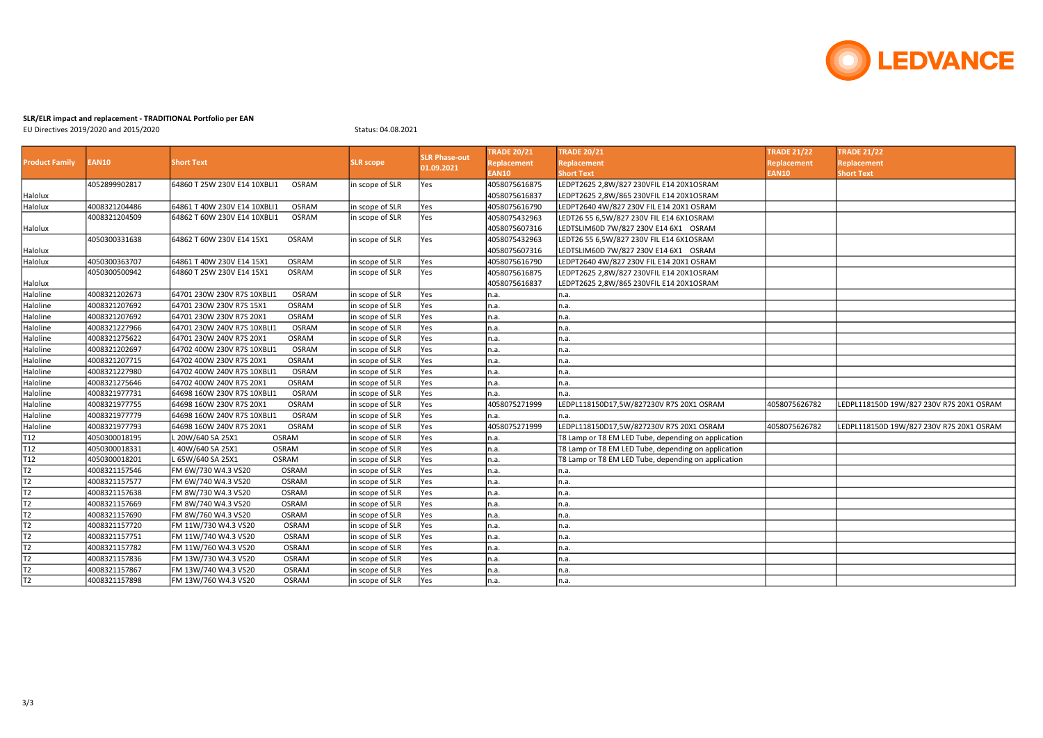**SLR/ELR impact and replacement - TRADITIONAL Portfolio per EAN**

EU Directives 2019/2020 and 2015/2020

Status: 04.08.2021

| Product Family | EAN10 | Short Text | SLR scope | SLR Phase-out 01.09.2021 | TRADE 20/21 Replacement EAN10 | TRADE 20/21 Replacement Short Text | TRADE 21/22 Replacement EAN10 | TRADE 21/22 Replacement Short Text |
|---|---|---|---|---|---|---|---|---|
| Halolux | 4052899902817 | 64860 T 25W 230V E14 10XBLI1 OSRAM | in scope of SLR | Yes | 4058075616875<br>4058075616837 | LEDPT2625 2,8W/827 230VFIL E14 20X1OSRAM<br>LEDPT2625 2,8W/865 230VFIL E14 20X1OSRAM | | |
| Halolux | 4008321204486 | 64861 T 40W 230V E14 10XBLI1 OSRAM | in scope of SLR | Yes | 4058075616790 | LEDPT2640 4W/827 230V FIL E14 20X1 OSRAM | | |
| Halolux | 4008321204509 | 64862 T 60W 230V E14 10XBLI1 OSRAM | in scope of SLR | Yes | 4058075432963<br>4058075607316 | LEDT26 55 6,5W/827 230V FIL E14 6X1OSRAM<br>LEDTSLIM60D 7W/827 230V E14 6X1 OSRAM | | |
| Halolux | 4050300331638 | 64862 T 60W 230V E14 15X1 OSRAM | in scope of SLR | Yes | 4058075432963<br>4058075607316 | LEDT26 55 6,5W/827 230V FIL E14 6X1OSRAM<br>LEDTSLIM60D 7W/827 230V E14 6X1 OSRAM | | |
| Halolux | 4050300363707 | 64861 T 40W 230V E14 15X1 OSRAM | in scope of SLR | Yes | 4058075616790 | LEDPT2640 4W/827 230V FIL E14 20X1 OSRAM | | |
| Halolux | 4050300500942 | 64860 T 25W 230V E14 15X1 OSRAM | in scope of SLR | Yes | 4058075616875<br>4058075616837 | LEDPT2625 2,8W/827 230VFIL E14 20X1OSRAM<br>LEDPT2625 2,8W/865 230VFIL E14 20X1OSRAM | | |
| Haloline | 4008321202673 | 64701 230W 230V R7S 10XBLI1 OSRAM | in scope of SLR | Yes | n.a. | n.a. | | |
| Haloline | 4008321207692 | 64701 230W 230V R7S 15X1 OSRAM | in scope of SLR | Yes | n.a. | n.a. | | |
| Haloline | 4008321207692 | 64701 230W 230V R7S 20X1 OSRAM | in scope of SLR | Yes | n.a. | n.a. | | |
| Haloline | 4008321227966 | 64701 230W 240V R7S 10XBLI1 OSRAM | in scope of SLR | Yes | n.a. | n.a. | | |
| Haloline | 4008321275622 | 64701 230W 240V R7S 20X1 OSRAM | in scope of SLR | Yes | n.a. | n.a. | | |
| Haloline | 4008321202697 | 64702 400W 230V R7S 10XBLI1 OSRAM | in scope of SLR | Yes | n.a. | n.a. | | |
| Haloline | 4008321207715 | 64702 400W 230V R7S 20X1 OSRAM | in scope of SLR | Yes | n.a. | n.a. | | |
| Haloline | 4008321227980 | 64702 400W 240V R7S 10XBLI1 OSRAM | in scope of SLR | Yes | n.a. | n.a. | | |
| Haloline | 4008321275646 | 64702 400W 240V R7S 20X1 OSRAM | in scope of SLR | Yes | n.a. | n.a. | | |
| Haloline | 4008321977731 | 64698 160W 230V R7S 10XBLI1 OSRAM | in scope of SLR | Yes | n.a. | n.a. | | |
| Haloline | 4008321977755 | 64698 160W 230V R7S 20X1 OSRAM | in scope of SLR | Yes | 4058075271999 | LEDPL118150D17,5W/827230V R7S 20X1 OSRAM | 4058075626782 | LEDPL118150D 19W/827 230V R7S 20X1 OSRAM |
| Haloline | 4008321977779 | 64698 160W 240V R7S 10XBLI1 OSRAM | in scope of SLR | Yes | n.a. | n.a. | | |
| Haloline | 4008321977793 | 64698 160W 240V R7S 20X1 OSRAM | in scope of SLR | Yes | 4058075271999 | LEDPL118150D17,5W/827230V R7S 20X1 OSRAM | 4058075626782 | LEDPL118150D 19W/827 230V R7S 20X1 OSRAM |
| T12 | 4050300018195 | L 20W/640 SA 25X1 OSRAM | in scope of SLR | Yes | n.a. | T8 Lamp or T8 EM LED Tube, depending on application | | |
| T12 | 4050300018331 | L 40W/640 SA 25X1 OSRAM | in scope of SLR | Yes | n.a. | T8 Lamp or T8 EM LED Tube, depending on application | | |
| T12 | 4050300018201 | L 65W/640 SA 25X1 OSRAM | in scope of SLR | Yes | n.a. | T8 Lamp or T8 EM LED Tube, depending on application | | |
| T2 | 4008321157546 | FM 6W/730 W4.3 VS20 OSRAM | in scope of SLR | Yes | n.a. | n.a. | | |
| T2 | 4008321157577 | FM 6W/740 W4.3 VS20 OSRAM | in scope of SLR | Yes | n.a. | n.a. | | |
| T2 | 4008321157638 | FM 8W/730 W4.3 VS20 OSRAM | in scope of SLR | Yes | n.a. | n.a. | | |
| T2 | 4008321157669 | FM 8W/740 W4.3 VS20 OSRAM | in scope of SLR | Yes | n.a. | n.a. | | |
| T2 | 4008321157690 | FM 8W/760 W4.3 VS20 OSRAM | in scope of SLR | Yes | n.a. | n.a. | | |
| T2 | 4008321157720 | FM 11W/730 W4.3 VS20 OSRAM | in scope of SLR | Yes | n.a. | n.a. | | |
| T2 | 4008321157751 | FM 11W/740 W4.3 VS20 OSRAM | in scope of SLR | Yes | n.a. | n.a. | | |
| T2 | 4008321157782 | FM 11W/760 W4.3 VS20 OSRAM | in scope of SLR | Yes | n.a. | n.a. | | |
| T2 | 4008321157836 | FM 13W/730 W4.3 VS20 OSRAM | in scope of SLR | Yes | n.a. | n.a. | | |
| T2 | 4008321157867 | FM 13W/740 W4.3 VS20 OSRAM | in scope of SLR | Yes | n.a. | n.a. | | |
| T2 | 4008321157898 | FM 13W/760 W4.3 VS20 OSRAM | in scope of SLR | Yes | n.a. | n.a. | | |